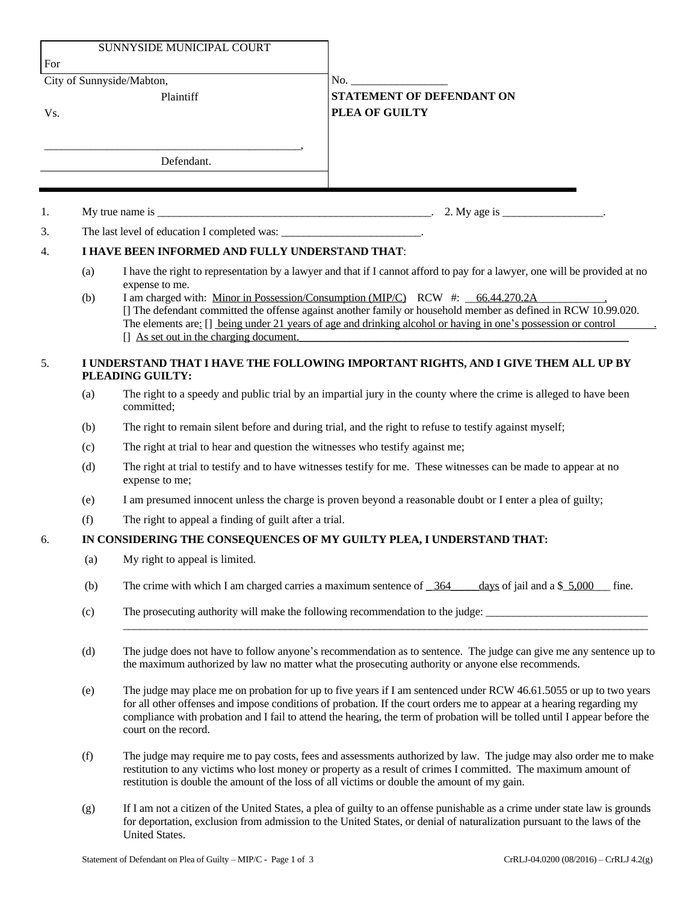| SUNNYSIDE MUNICIPAL COURT<br>For | |
|---|---|
| City of Sunnyside/Mabton,<br>Plaintiff<br>Vs.<br><br>_____________________________________________,<br>Defendant. | No. _________________<br>**STATEMENT OF DEFENDANT ON PLEA OF GUILTY** |

1. My true name is ___________________________________________________. 2. My age is __________________.

3. The last level of education I completed was: _________________________.

4. **I HAVE BEEN INFORMED AND FULLY UNDERSTAND THAT**:

   (a) I have the right to representation by a lawyer and that if I cannot afford to pay for a lawyer, one will be provided at no expense to me.

   (b) I am charged with: Minor in Possession/Consumption (MIP/C) RCW #: __66.44.270.2A____________.
   [] The defendant committed the offense against another family or household member as defined in RCW 10.99.020.
   The elements are: [] being under 21 years of age and drinking alcohol or having in one's possession or control________.
   [] As set out in the charging document.

5. **I UNDERSTAND THAT I HAVE THE FOLLOWING IMPORTANT RIGHTS, AND I GIVE THEM ALL UP BY PLEADING GUILTY:**

   (a) The right to a speedy and public trial by an impartial jury in the county where the crime is alleged to have been committed;

   (b) The right to remain silent before and during trial, and the right to refuse to testify against myself;

   (c) The right at trial to hear and question the witnesses who testify against me;

   (d) The right at trial to testify and to have witnesses testify for me. These witnesses can be made to appear at no expense to me;

   (e) I am presumed innocent unless the charge is proven beyond a reasonable doubt or I enter a plea of guilty;

   (f) The right to appeal a finding of guilt after a trial.

6. **IN CONSIDERING THE CONSEQUENCES OF MY GUILTY PLEA, I UNDERSTAND THAT:**

   (a) My right to appeal is limited.

   (b) The crime with which I am charged carries a maximum sentence of _364_____days of jail and a $_5,000___ fine.

   (c) The prosecuting authority will make the following recommendation to the judge: _____________________________
   ______________________________________________________________________________________________

   (d) The judge does not have to follow anyone's recommendation as to sentence. The judge can give me any sentence up to the maximum authorized by law no matter what the prosecuting authority or anyone else recommends.

   (e) The judge may place me on probation for up to five years if I am sentenced under RCW 46.61.5055 or up to two years for all other offenses and impose conditions of probation. If the court orders me to appear at a hearing regarding my compliance with probation and I fail to attend the hearing, the term of probation will be tolled until I appear before the court on the record.

   (f) The judge may require me to pay costs, fees and assessments authorized by law. The judge may also order me to make restitution to any victims who lost money or property as a result of crimes I committed. The maximum amount of restitution is double the amount of the loss of all victims or double the amount of my gain.

   (g) If I am not a citizen of the United States, a plea of guilty to an offense punishable as a crime under state law is grounds for deportation, exclusion from admission to the United States, or denial of naturalization pursuant to the laws of the United States.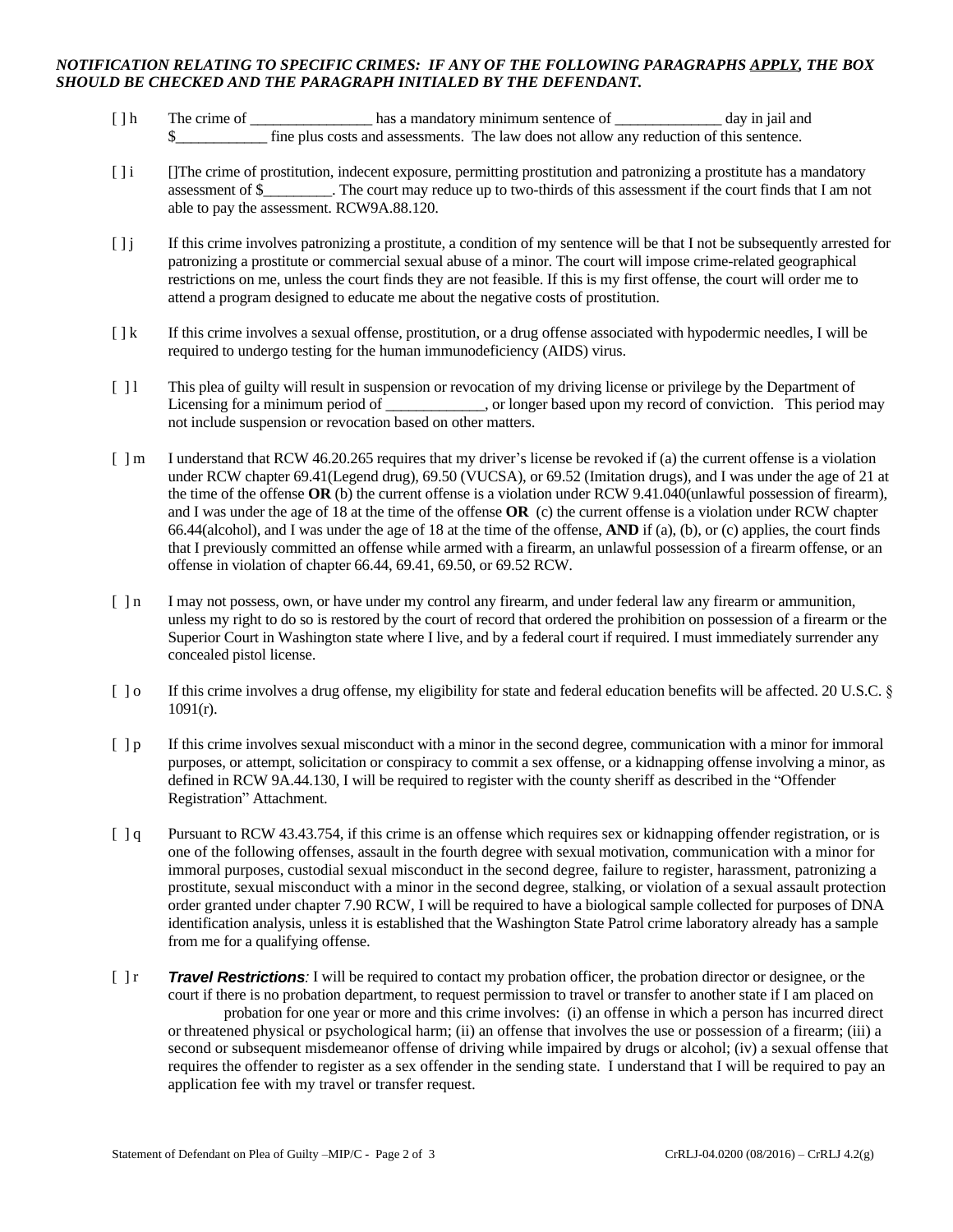***NOTIFICATION RELATING TO SPECIFIC CRIMES: IF ANY OF THE FOLLOWING PARAGRAPHS APPLY, THE BOX SHOULD BE CHECKED AND THE PARAGRAPH INITIALED BY THE DEFENDANT.***

[ ] h The crime of ________________ has a mandatory minimum sentence of ______________ day in jail and $____________ fine plus costs and assessments. The law does not allow any reduction of this sentence.

[ ] i []The crime of prostitution, indecent exposure, permitting prostitution and patronizing a prostitute has a mandatory assessment of $_________. The court may reduce up to two-thirds of this assessment if the court finds that I am not able to pay the assessment. RCW9A.88.120.

[ ] j If this crime involves patronizing a prostitute, a condition of my sentence will be that I not be subsequently arrested for patronizing a prostitute or commercial sexual abuse of a minor. The court will impose crime-related geographical restrictions on me, unless the court finds they are not feasible. If this is my first offense, the court will order me to attend a program designed to educate me about the negative costs of prostitution.

[ ] k If this crime involves a sexual offense, prostitution, or a drug offense associated with hypodermic needles, I will be required to undergo testing for the human immunodeficiency (AIDS) virus.

[ ] l This plea of guilty will result in suspension or revocation of my driving license or privilege by the Department of Licensing for a minimum period of _____________, or longer based upon my record of conviction. This period may not include suspension or revocation based on other matters.

[ ] m I understand that RCW 46.20.265 requires that my driver's license be revoked if (a) the current offense is a violation under RCW chapter 69.41(Legend drug), 69.50 (VUCSA), or 69.52 (Imitation drugs), and I was under the age of 21 at the time of the offense **OR** (b) the current offense is a violation under RCW 9.41.040(unlawful possession of firearm), and I was under the age of 18 at the time of the offense **OR** (c) the current offense is a violation under RCW chapter 66.44(alcohol), and I was under the age of 18 at the time of the offense, **AND** if (a), (b), or (c) applies, the court finds that I previously committed an offense while armed with a firearm, an unlawful possession of a firearm offense, or an offense in violation of chapter 66.44, 69.41, 69.50, or 69.52 RCW.

[ ] n I may not possess, own, or have under my control any firearm, and under federal law any firearm or ammunition, unless my right to do so is restored by the court of record that ordered the prohibition on possession of a firearm or the Superior Court in Washington state where I live, and by a federal court if required. I must immediately surrender any concealed pistol license.

[ ] o If this crime involves a drug offense, my eligibility for state and federal education benefits will be affected. 20 U.S.C. § 1091(r).

[ ] p If this crime involves sexual misconduct with a minor in the second degree, communication with a minor for immoral purposes, or attempt, solicitation or conspiracy to commit a sex offense, or a kidnapping offense involving a minor, as defined in RCW 9A.44.130, I will be required to register with the county sheriff as described in the "Offender Registration" Attachment.

[ ] q Pursuant to RCW 43.43.754, if this crime is an offense which requires sex or kidnapping offender registration, or is one of the following offenses, assault in the fourth degree with sexual motivation, communication with a minor for immoral purposes, custodial sexual misconduct in the second degree, failure to register, harassment, patronizing a prostitute, sexual misconduct with a minor in the second degree, stalking, or violation of a sexual assault protection order granted under chapter 7.90 RCW, I will be required to have a biological sample collected for purposes of DNA identification analysis, unless it is established that the Washington State Patrol crime laboratory already has a sample from me for a qualifying offense.

[ ] r ***Travel Restrictions****:* I will be required to contact my probation officer, the probation director or designee, or the court if there is no probation department, to request permission to travel or transfer to another state if I am placed on probation for one year or more and this crime involves: (i) an offense in which a person has incurred direct or threatened physical or psychological harm; (ii) an offense that involves the use or possession of a firearm; (iii) a second or subsequent misdemeanor offense of driving while impaired by drugs or alcohol; (iv) a sexual offense that requires the offender to register as a sex offender in the sending state. I understand that I will be required to pay an application fee with my travel or transfer request.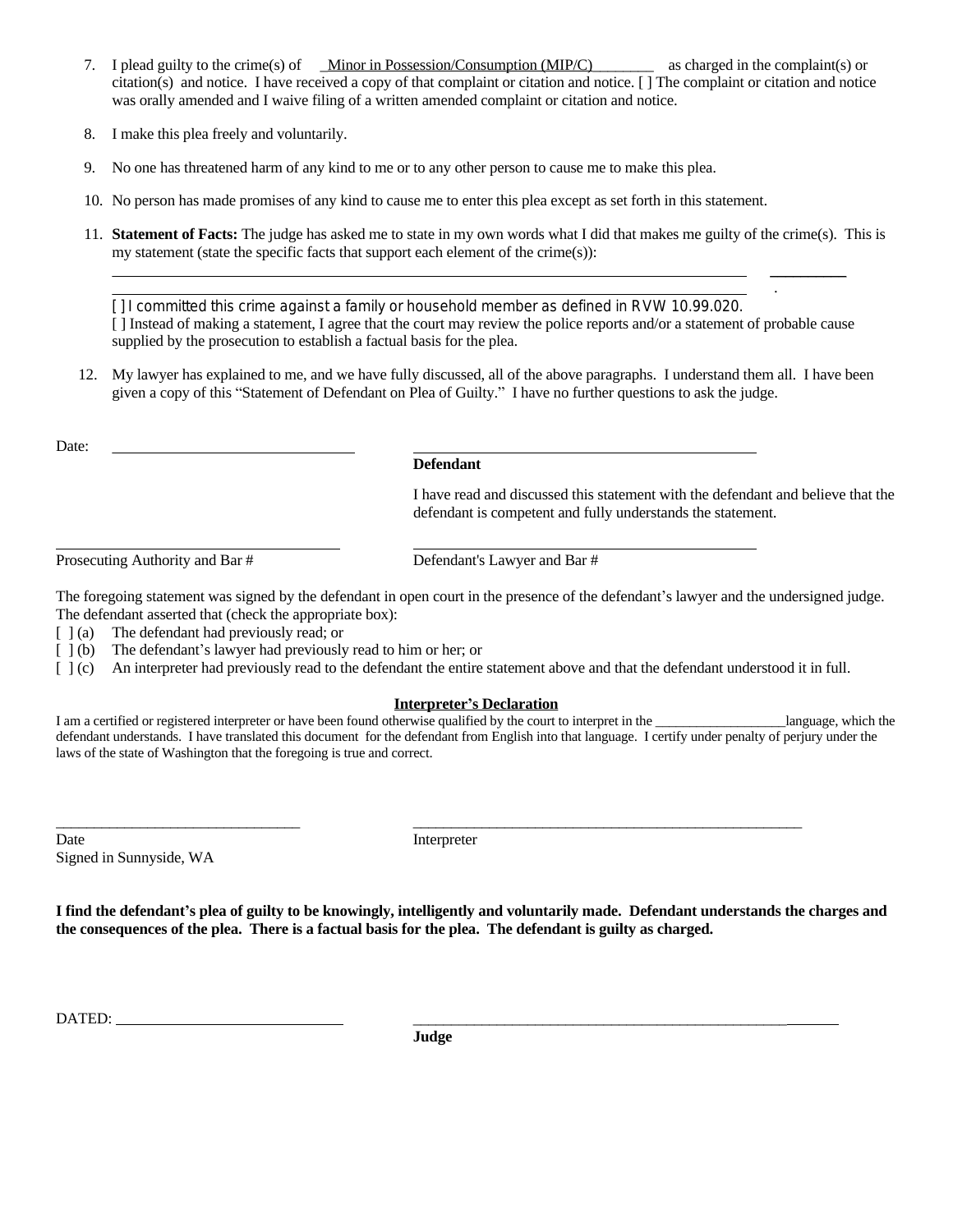7. I plead guilty to the crime(s) of _Minor in Possession/Consumption (MIP/C)________ as charged in the complaint(s) or citation(s) and notice. I have received a copy of that complaint or citation and notice. [ ] The complaint or citation and notice was orally amended and I waive filing of a written amended complaint or citation and notice.

8. I make this plea freely and voluntarily.

9. No one has threatened harm of any kind to me or to any other person to cause me to make this plea.

10. No person has made promises of any kind to cause me to enter this plea except as set forth in this statement.

11. **Statement of Facts:** The judge has asked me to state in my own words what I did that makes me guilty of the crime(s). This is my statement (state the specific facts that support each element of the crime(s)):

    ______________________________________________________________________________ __________

    ______________________________________________________________________________ .

    [ ] I committed this crime against a family or household member as defined in RVW 10.99.020.
    [ ] Instead of making a statement, I agree that the court may review the police reports and/or a statement of probable cause supplied by the prosecution to establish a factual basis for the plea.

12. My lawyer has explained to me, and we have fully discussed, all of the above paragraphs. I understand them all. I have been given a copy of this "Statement of Defendant on Plea of Guilty." I have no further questions to ask the judge.

Date: ______________________________ ____________________________________________
**Defendant**

I have read and discussed this statement with the defendant and believe that the defendant is competent and fully understands the statement.

____________________________________ ____________________________________________
Prosecuting Authority and Bar # Defendant's Lawyer and Bar #

The foregoing statement was signed by the defendant in open court in the presence of the defendant's lawyer and the undersigned judge. The defendant asserted that (check the appropriate box):

[ ] (a) The defendant had previously read; or
[ ] (b) The defendant's lawyer had previously read to him or her; or
[ ] (c) An interpreter had previously read to the defendant the entire statement above and that the defendant understood it in full.

**Interpreter's Declaration**

I am a certified or registered interpreter or have been found otherwise qualified by the court to interpret in the ___________________language, which the defendant understands. I have translated this document for the defendant from English into that language. I certify under penalty of perjury under the laws of the state of Washington that the foregoing is true and correct.

________________________________ ______________________________________________________
Date Interpreter
Signed in Sunnyside, WA

**I find the defendant's plea of guilty to be knowingly, intelligently and voluntarily made. Defendant understands the charges and the consequences of the plea. There is a factual basis for the plea. The defendant is guilty as charged.**

DATED: ____________________________ ______________________________________________________
**Judge**